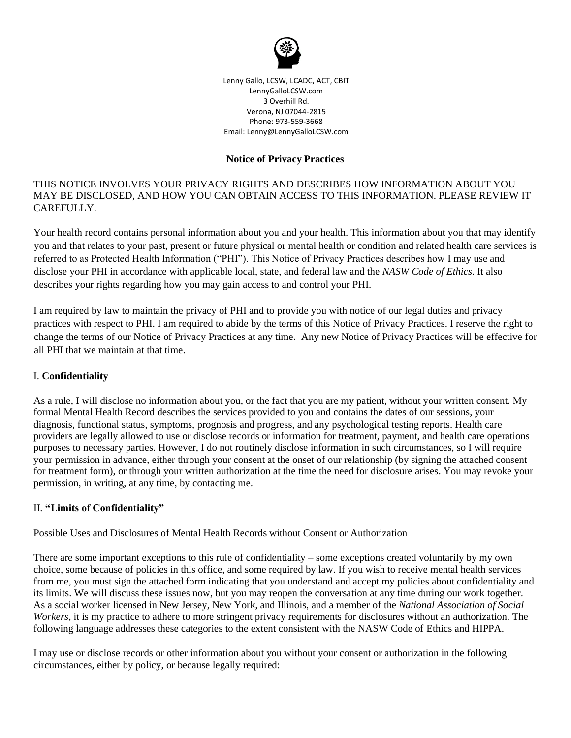Lenny Gallo, LCSW, LCADC, ACT, CBIT
LennyGalloLCSW.com
3 Overhill Rd.
Verona, NJ 07044-2815
Phone: 973-559-3668
Email: Lenny@LennyGalloLCSW.com

## Notice of Privacy Practices

THIS NOTICE INVOLVES YOUR PRIVACY RIGHTS AND DESCRIBES HOW INFORMATION ABOUT YOU MAY BE DISCLOSED, AND HOW YOU CAN OBTAIN ACCESS TO THIS INFORMATION. PLEASE REVIEW IT CAREFULLY.

Your health record contains personal information about you and your health. This information about you that may identify you and that relates to your past, present or future physical or mental health or condition and related health care services is referred to as Protected Health Information ("PHI"). This Notice of Privacy Practices describes how I may use and disclose your PHI in accordance with applicable local, state, and federal law and the *NASW Code of Ethics*. It also describes your rights regarding how you may gain access to and control your PHI.

I am required by law to maintain the privacy of PHI and to provide you with notice of our legal duties and privacy practices with respect to PHI. I am required to abide by the terms of this Notice of Privacy Practices. I reserve the right to change the terms of our Notice of Privacy Practices at any time. Any new Notice of Privacy Practices will be effective for all PHI that we maintain at that time.

### I. **Confidentiality**

As a rule, I will disclose no information about you, or the fact that you are my patient, without your written consent. My formal Mental Health Record describes the services provided to you and contains the dates of our sessions, your diagnosis, functional status, symptoms, prognosis and progress, and any psychological testing reports. Health care providers are legally allowed to use or disclose records or information for treatment, payment, and health care operations purposes to necessary parties. However, I do not routinely disclose information in such circumstances, so I will require your permission in advance, either through your consent at the onset of our relationship (by signing the attached consent for treatment form), or through your written authorization at the time the need for disclosure arises. You may revoke your permission, in writing, at any time, by contacting me.

### II. **"Limits of Confidentiality"**

Possible Uses and Disclosures of Mental Health Records without Consent or Authorization

There are some important exceptions to this rule of confidentiality – some exceptions created voluntarily by my own choice, some because of policies in this office, and some required by law. If you wish to receive mental health services from me, you must sign the attached form indicating that you understand and accept my policies about confidentiality and its limits. We will discuss these issues now, but you may reopen the conversation at any time during our work together. As a social worker licensed in New Jersey, New York, and Illinois, and a member of the *National Association of Social Workers*, it is my practice to adhere to more stringent privacy requirements for disclosures without an authorization. The following language addresses these categories to the extent consistent with the NASW Code of Ethics and HIPPA.

<u>I may use or disclose records or other information about you without your consent or authorization in the following circumstances, either by policy, or because legally required</u>: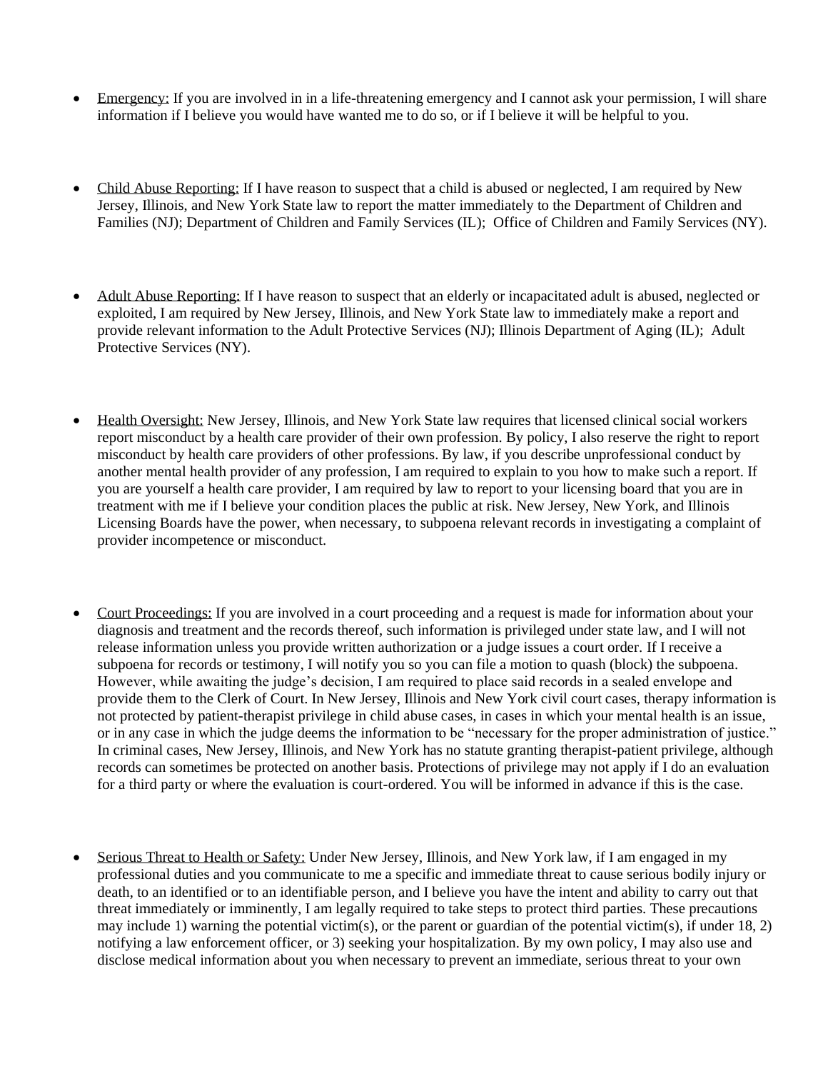- Emergency: If you are involved in in a life-threatening emergency and I cannot ask your permission, I will share information if I believe you would have wanted me to do so, or if I believe it will be helpful to you.

- Child Abuse Reporting: If I have reason to suspect that a child is abused or neglected, I am required by New Jersey, Illinois, and New York State law to report the matter immediately to the Department of Children and Families (NJ); Department of Children and Family Services (IL); Office of Children and Family Services (NY).

- Adult Abuse Reporting: If I have reason to suspect that an elderly or incapacitated adult is abused, neglected or exploited, I am required by New Jersey, Illinois, and New York State law to immediately make a report and provide relevant information to the Adult Protective Services (NJ); Illinois Department of Aging (IL); Adult Protective Services (NY).

- Health Oversight: New Jersey, Illinois, and New York State law requires that licensed clinical social workers report misconduct by a health care provider of their own profession. By policy, I also reserve the right to report misconduct by health care providers of other professions. By law, if you describe unprofessional conduct by another mental health provider of any profession, I am required to explain to you how to make such a report. If you are yourself a health care provider, I am required by law to report to your licensing board that you are in treatment with me if I believe your condition places the public at risk. New Jersey, New York, and Illinois Licensing Boards have the power, when necessary, to subpoena relevant records in investigating a complaint of provider incompetence or misconduct.

- Court Proceedings: If you are involved in a court proceeding and a request is made for information about your diagnosis and treatment and the records thereof, such information is privileged under state law, and I will not release information unless you provide written authorization or a judge issues a court order. If I receive a subpoena for records or testimony, I will notify you so you can file a motion to quash (block) the subpoena. However, while awaiting the judge's decision, I am required to place said records in a sealed envelope and provide them to the Clerk of Court. In New Jersey, Illinois and New York civil court cases, therapy information is not protected by patient-therapist privilege in child abuse cases, in cases in which your mental health is an issue, or in any case in which the judge deems the information to be "necessary for the proper administration of justice." In criminal cases, New Jersey, Illinois, and New York has no statute granting therapist-patient privilege, although records can sometimes be protected on another basis. Protections of privilege may not apply if I do an evaluation for a third party or where the evaluation is court-ordered. You will be informed in advance if this is the case.

- Serious Threat to Health or Safety: Under New Jersey, Illinois, and New York law, if I am engaged in my professional duties and you communicate to me a specific and immediate threat to cause serious bodily injury or death, to an identified or to an identifiable person, and I believe you have the intent and ability to carry out that threat immediately or imminently, I am legally required to take steps to protect third parties. These precautions may include 1) warning the potential victim(s), or the parent or guardian of the potential victim(s), if under 18, 2) notifying a law enforcement officer, or 3) seeking your hospitalization. By my own policy, I may also use and disclose medical information about you when necessary to prevent an immediate, serious threat to your own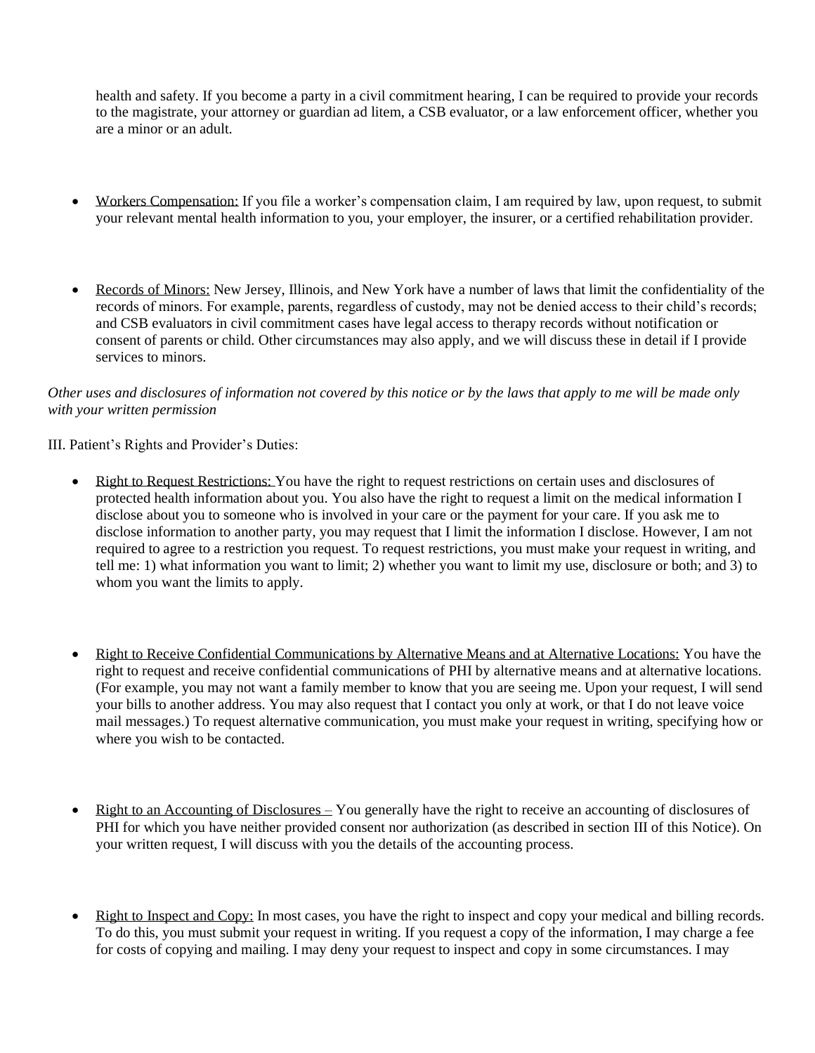health and safety. If you become a party in a civil commitment hearing, I can be required to provide your records to the magistrate, your attorney or guardian ad litem, a CSB evaluator, or a law enforcement officer, whether you are a minor or an adult.

- Workers Compensation: If you file a worker's compensation claim, I am required by law, upon request, to submit your relevant mental health information to you, your employer, the insurer, or a certified rehabilitation provider.

- Records of Minors: New Jersey, Illinois, and New York have a number of laws that limit the confidentiality of the records of minors. For example, parents, regardless of custody, may not be denied access to their child's records; and CSB evaluators in civil commitment cases have legal access to therapy records without notification or consent of parents or child. Other circumstances may also apply, and we will discuss these in detail if I provide services to minors.

*Other uses and disclosures of information not covered by this notice or by the laws that apply to me will be made only with your written permission*

III. Patient's Rights and Provider's Duties:

- Right to Request Restrictions: You have the right to request restrictions on certain uses and disclosures of protected health information about you. You also have the right to request a limit on the medical information I disclose about you to someone who is involved in your care or the payment for your care. If you ask me to disclose information to another party, you may request that I limit the information I disclose. However, I am not required to agree to a restriction you request. To request restrictions, you must make your request in writing, and tell me: 1) what information you want to limit; 2) whether you want to limit my use, disclosure or both; and 3) to whom you want the limits to apply.

- Right to Receive Confidential Communications by Alternative Means and at Alternative Locations: You have the right to request and receive confidential communications of PHI by alternative means and at alternative locations. (For example, you may not want a family member to know that you are seeing me. Upon your request, I will send your bills to another address. You may also request that I contact you only at work, or that I do not leave voice mail messages.) To request alternative communication, you must make your request in writing, specifying how or where you wish to be contacted.

- Right to an Accounting of Disclosures – You generally have the right to receive an accounting of disclosures of PHI for which you have neither provided consent nor authorization (as described in section III of this Notice). On your written request, I will discuss with you the details of the accounting process.

- Right to Inspect and Copy: In most cases, you have the right to inspect and copy your medical and billing records. To do this, you must submit your request in writing. If you request a copy of the information, I may charge a fee for costs of copying and mailing. I may deny your request to inspect and copy in some circumstances. I may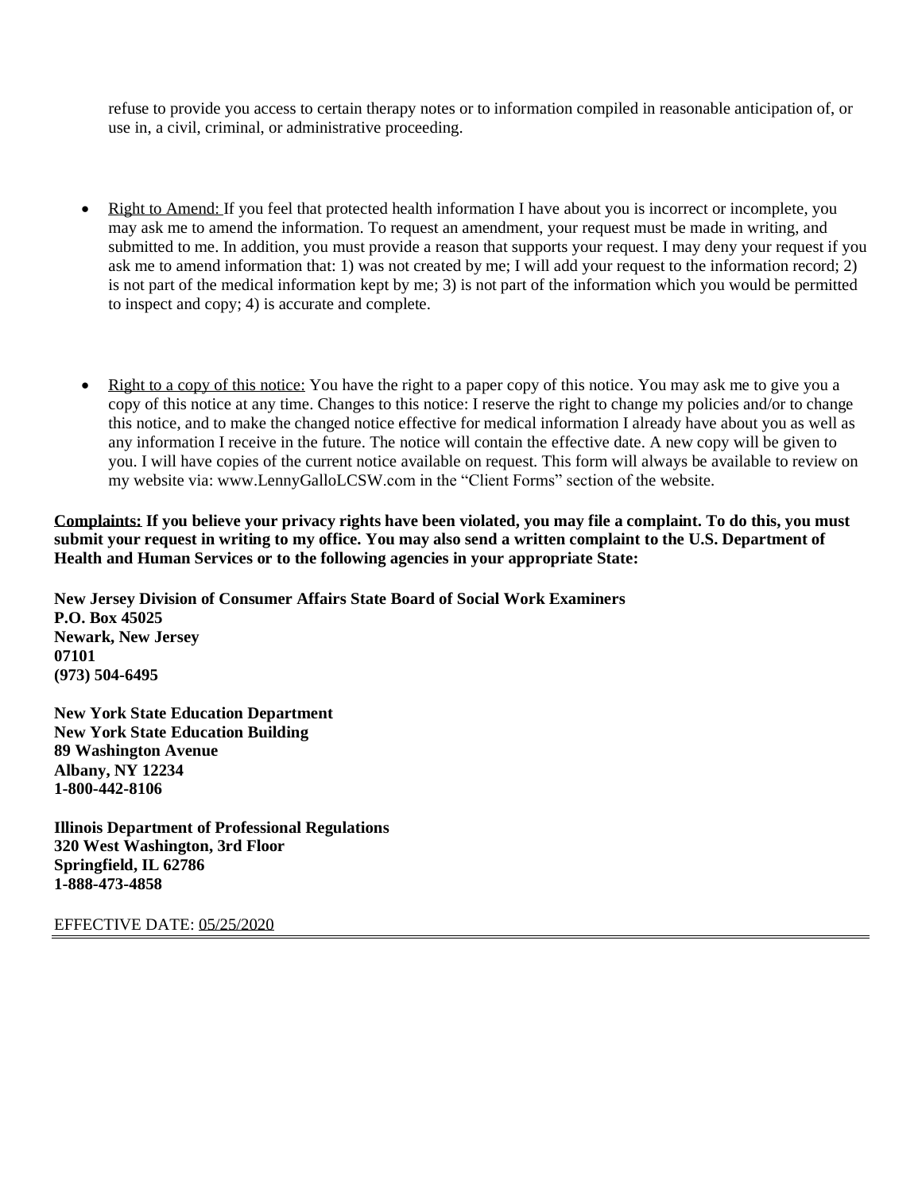refuse to provide you access to certain therapy notes or to information compiled in reasonable anticipation of, or use in, a civil, criminal, or administrative proceeding.

- Right to Amend: If you feel that protected health information I have about you is incorrect or incomplete, you may ask me to amend the information. To request an amendment, your request must be made in writing, and submitted to me. In addition, you must provide a reason that supports your request. I may deny your request if you ask me to amend information that: 1) was not created by me; I will add your request to the information record; 2) is not part of the medical information kept by me; 3) is not part of the information which you would be permitted to inspect and copy; 4) is accurate and complete.

- Right to a copy of this notice: You have the right to a paper copy of this notice. You may ask me to give you a copy of this notice at any time. Changes to this notice: I reserve the right to change my policies and/or to change this notice, and to make the changed notice effective for medical information I already have about you as well as any information I receive in the future. The notice will contain the effective date. A new copy will be given to you. I will have copies of the current notice available on request. This form will always be available to review on my website via: www.LennyGalloLCSW.com in the "Client Forms" section of the website.

**Complaints: If you believe your privacy rights have been violated, you may file a complaint. To do this, you must submit your request in writing to my office. You may also send a written complaint to the U.S. Department of Health and Human Services or to the following agencies in your appropriate State:**

**New Jersey Division of Consumer Affairs State Board of Social Work Examiners**
**P.O. Box 45025**
**Newark, New Jersey**
**07101**
**(973) 504-6495**

**New York State Education Department**
**New York State Education Building**
**89 Washington Avenue**
**Albany, NY 12234**
**1-800-442-8106**

**Illinois Department of Professional Regulations**
**320 West Washington, 3rd Floor**
**Springfield, IL 62786**
**1-888-473-4858**

EFFECTIVE DATE: 05/25/2020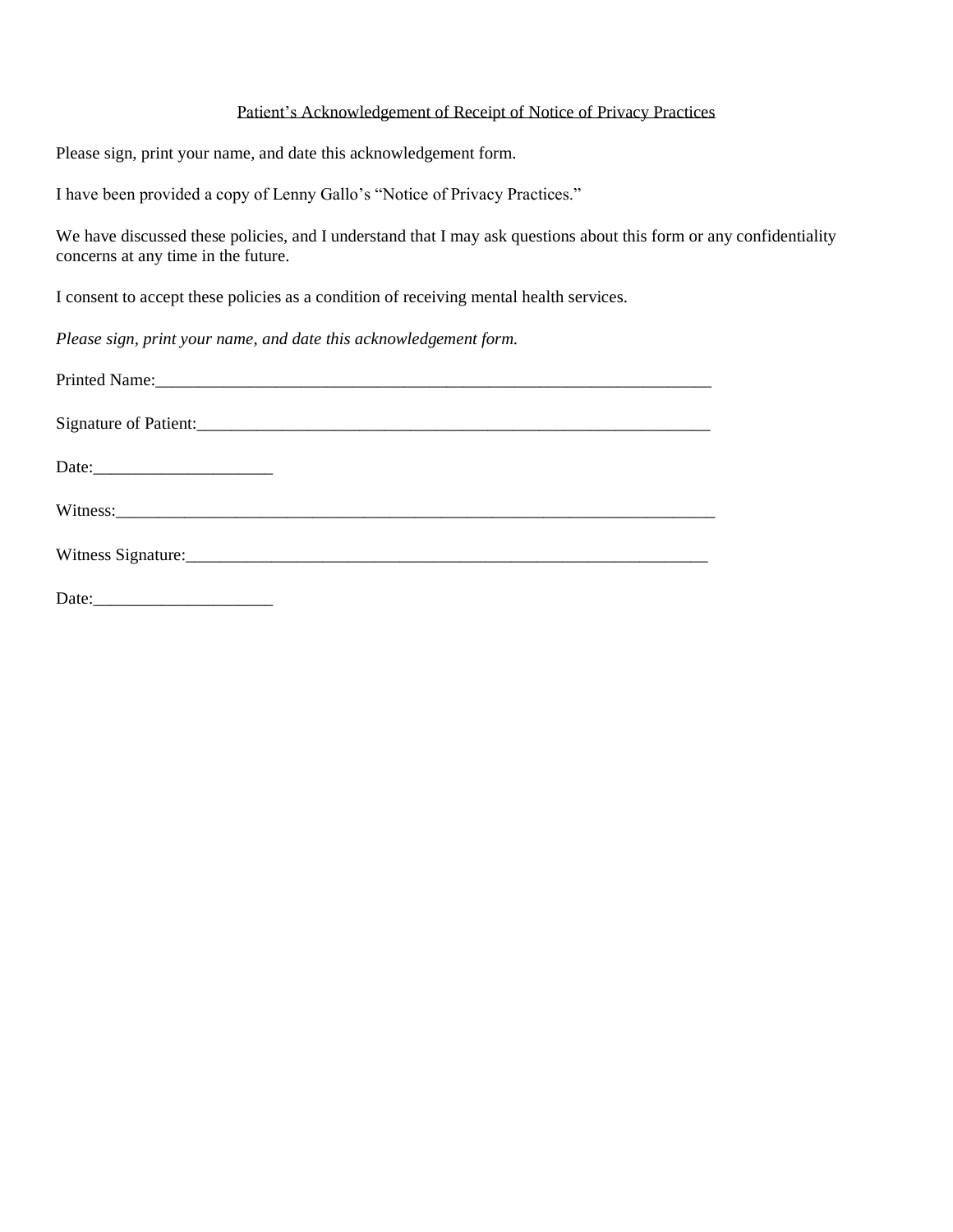Patient's Acknowledgement of Receipt of Notice of Privacy Practices

Please sign, print your name, and date this acknowledgement form.

I have been provided a copy of Lenny Gallo's "Notice of Privacy Practices."

We have discussed these policies, and I understand that I may ask questions about this form or any confidentiality concerns at any time in the future.

I consent to accept these policies as a condition of receiving mental health services.

*Please sign, print your name, and date this acknowledgement form.*

Printed Name:___________________________________________________________________

Signature of Patient:_______________________________________________________________

Date:_____________________

Witness:_________________________________________________________________________

Witness Signature:_________________________________________________________________

Date:_____________________